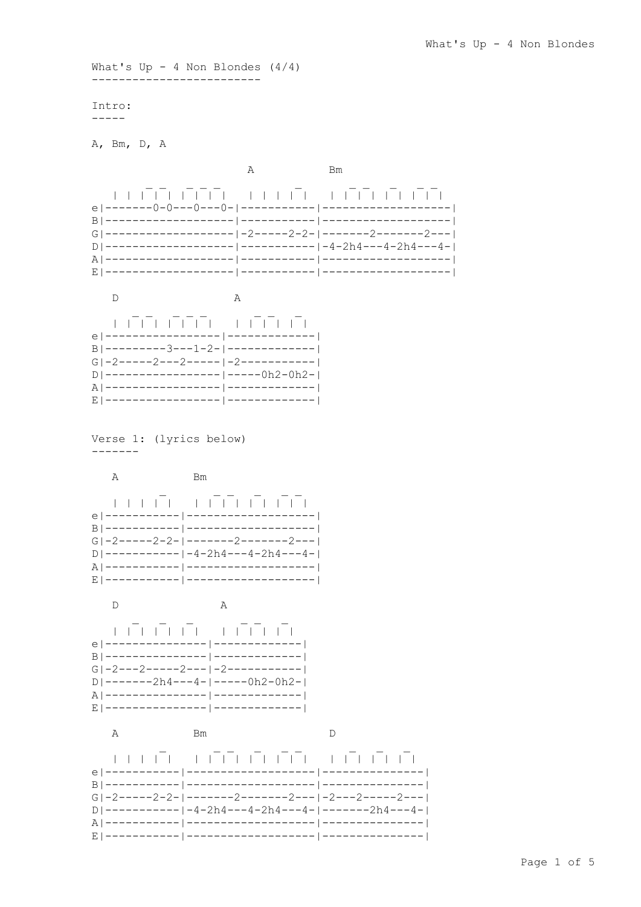What's Up - 4 Non Blondes (4/4)
------------------------

Intro:
-----

A, Bm, D, A

```
                        A           Bm
       _ _   _ _ _          _        _ _  _   _ _
  | | | | | | | | |   | | | | |   | | | | | | | | |
e|-------0-0---0---0-|-----------|-------------------|
B|-------------------|-----------|-------------------|
G|-------------------|-2-----2-2-|-------2-------2---|
D|-------------------|-----------|-4-2h4---4-2h4---4-|
A|-------------------|-----------|-------------------|
E|-------------------|-----------|-------------------|
```

```
   D                  A
      _ _   _ _ _       _ _   _
  | | | | | | | | |   | | | | | |
e|-----------------|-------------|
B|---------3---1-2-|-------------|
G|-2-----2---2-----|-2-----------|
D|-----------------|-----0h2-0h2-|
A|-----------------|-------------|
E|-----------------|-------------|
```

Verse 1: (lyrics below)
-------

```
   A           Bm
         _         _ _  _   _ _
  | | | | |   | | | | | | | | |
e|-----------|-------------------|
B|-----------|-------------------|
G|-2-----2-2-|-------2-------2---|
D|-----------|-4-2h4---4-2h4---4-|
A|-----------|-------------------|
E|-----------|-------------------|
```

```
   D               A
     _   _   _       _ _   _
  | | | | | | |   | | | | | |
e|---------------|-------------|
B|---------------|-------------|
G|-2---2-----2---|-2-----------|
D|-------2h4---4-|-----0h2-0h2-|
A|---------------|-------------|
E|---------------|-------------|
```

```
   A           Bm                  D
         _         _ _  _   _ _         _   _   _
  | | | | |   | | | | | | | | |   | | | | | | |
e|-----------|-------------------|---------------|
B|-----------|-------------------|---------------|
G|-2-----2-2-|-------2-------2---|-2---2-----2---|
D|-----------|-4-2h4---4-2h4---4-|-------2h4---4-|
A|-----------|-------------------|---------------|
E|-----------|-------------------|---------------|
```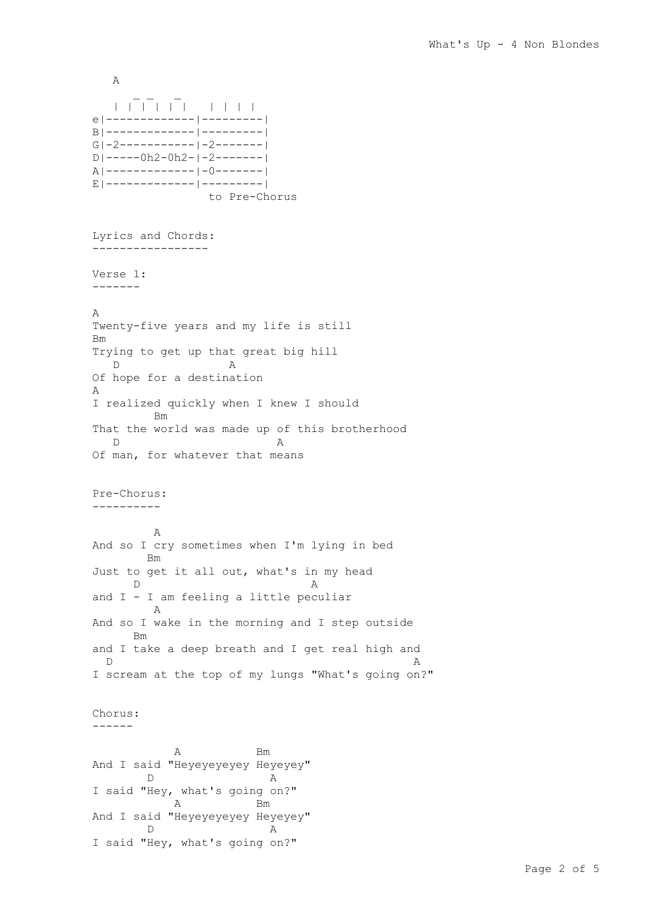```
   A
     _ _   _
   | | | | | |   | | | |
e|-------------|---------|
B|-------------|---------|
G|-2-----------|-2-------|
D|-----0h2-0h2-|-2-------|
A|-------------|-0-------|
E|-------------|---------|
                 to Pre-Chorus
```

## Lyrics and Chords:

### Verse 1:

```
A
Twenty-five years and my life is still
Bm
Trying to get up that great big hill
   D               A
Of hope for a destination
A
I realized quickly when I knew I should
        Bm
That the world was made up of this brotherhood
   D                       A
Of man, for whatever that means
```

### Pre-Chorus:

```
        A
And so I cry sometimes when I'm lying in bed
       Bm
Just to get it all out, what's in my head
     D                        A
and I - I am feeling a little peculiar
        A
And so I wake in the morning and I step outside
     Bm
and I take a deep breath and I get real high and
  D                                             A
I scream at the top of my lungs "What's going on?"
```

### Chorus:

```
           A           Bm
And I said "Heyeyeyeyey Heyeyey"
       D               A
I said "Hey, what's going on?"
           A           Bm
And I said "Heyeyeyeyey Heyeyey"
       D               A
I said "Hey, what's going on?"
```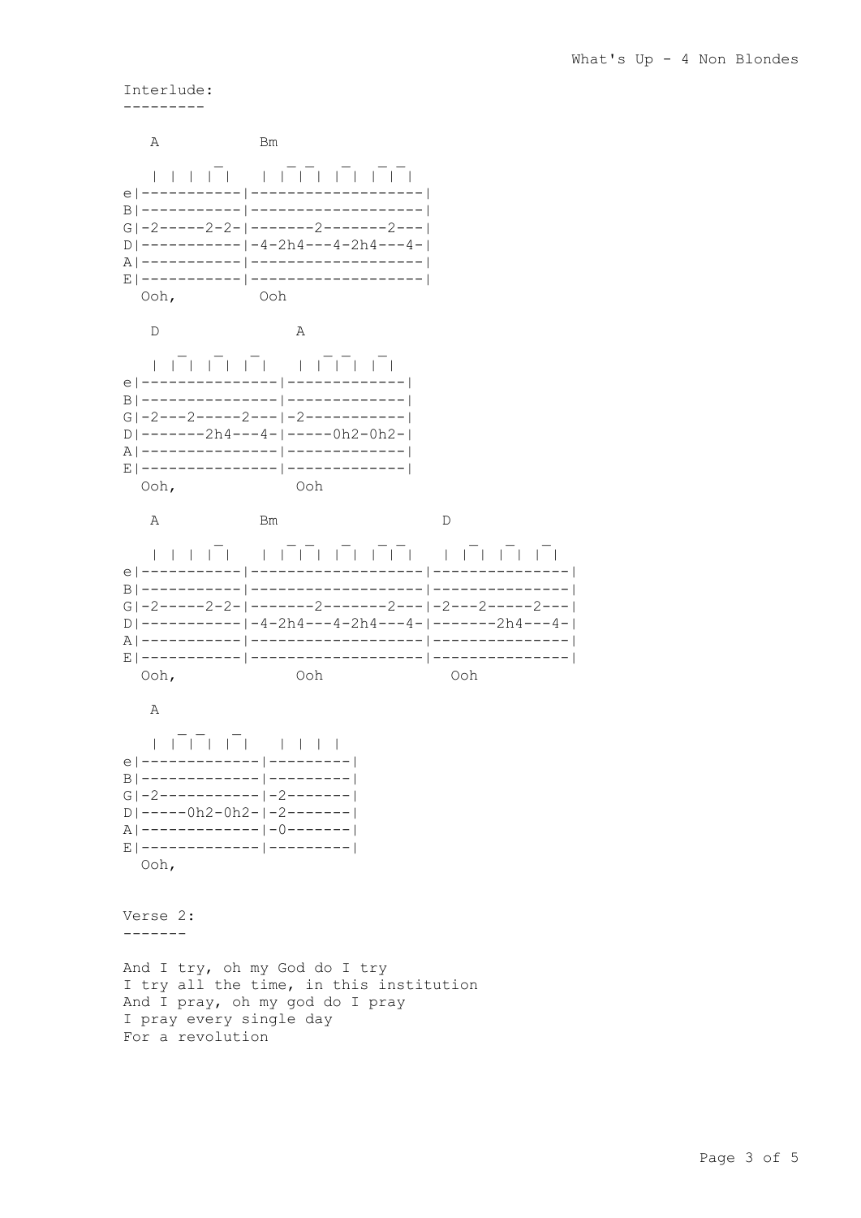Interlude:
---------

```
   A           Bm
          _        _ _   _   _ _
   | | | |¯|    | |¯|¯| |¯| |¯|¯|
e|-----------|-------------------|
B|-----------|-------------------|
G|-2-----2-2-|-------2-------2---|
D|-----------|-4-2h4---4-2h4---4-|
A|-----------|-------------------|
E|-----------|-------------------|
  Ooh,         Ooh

   D                A
      _   _   _          _ _   _
   | |¯| |¯| |¯|    | |¯|¯| |¯|
e|---------------|-------------|
B|---------------|-------------|
G|-2---2-----2---|-2-----------|
D|-------2h4---4-|-----0h2-0h2-|
A|---------------|-------------|
E|---------------|-------------|
  Ooh,              Ooh

   A           Bm                 D
          _        _ _   _   _ _       _   _   _
   | | | |¯|    | |¯|¯| |¯| |¯|¯|    | |¯| |¯| |¯|
e|-----------|-------------------|---------------|
B|-----------|-------------------|---------------|
G|-2-----2-2-|-------2-------2---|-2---2-----2---|
D|-----------|-4-2h4---4-2h4---4-|-------2h4---4-|
A|-----------|-------------------|---------------|
E|-----------|-------------------|---------------|
  Ooh,              Ooh               Ooh

   A
      _ _   _
   | |¯|¯| |¯|    | | | |
e|-------------|---------|
B|-------------|---------|
G|-2-----------|-2-------|
D|-----0h2-0h2-|-2-------|
A|-------------|-0-------|
E|-------------|---------|
  Ooh,
```

Verse 2:
-------

And I try, oh my God do I try
I try all the time, in this institution
And I pray, oh my god do I pray
I pray every single day
For a revolution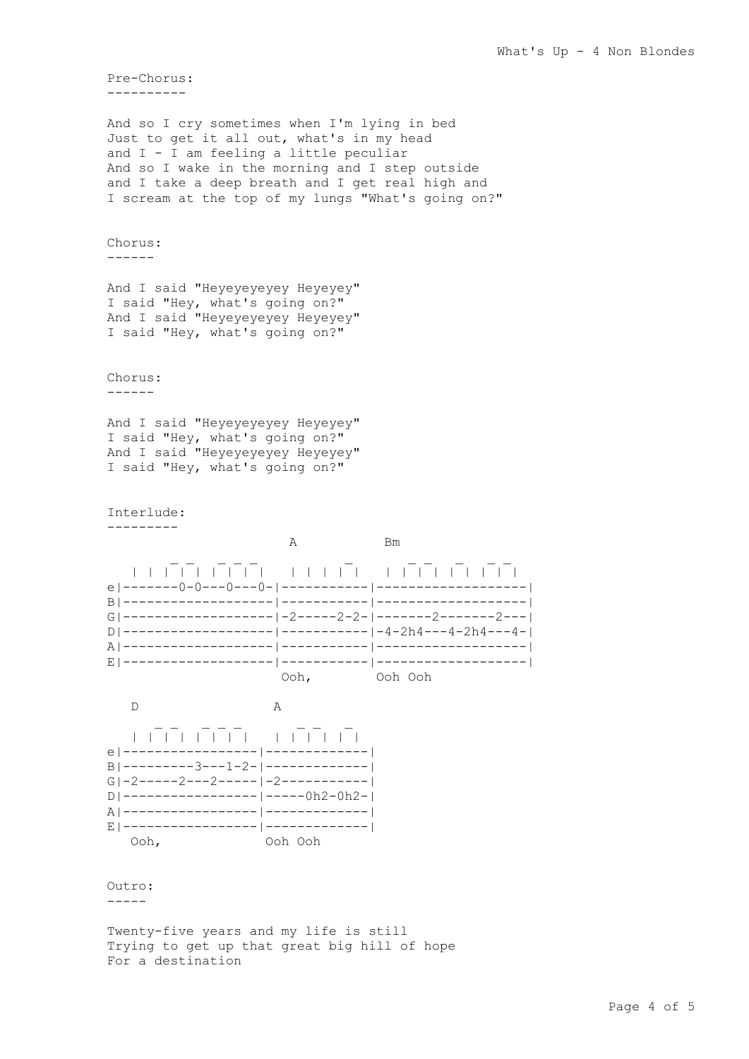Pre-Chorus:
----------

And so I cry sometimes when I'm lying in bed
Just to get it all out, what's in my head
and I - I am feeling a little peculiar
And so I wake in the morning and I step outside
and I take a deep breath and I get real high and
I scream at the top of my lungs "What's going on?"

Chorus:
------

And I said "Heyeyeyeyey Heyeyey"
I said "Hey, what's going on?"
And I said "Heyeyeyeyey Heyeyey"
I said "Hey, what's going on?"

Chorus:
------

And I said "Heyeyeyeyey Heyeyey"
I said "Hey, what's going on?"
And I said "Heyeyeyeyey Heyeyey"
I said "Hey, what's going on?"

Interlude:
---------

```
                     A           Bm

      _ _  _ _ _            _        _ _  _   _ _
  | | | | | | | | |   | | | | |   | | | | | | | | |
e|-------0-0---0---0-|-----------|-------------------|
B|-------------------|-----------|-------------------|
G|-------------------|-2-----2-2-|-------2-------2---|
D|-------------------|-----------|-4-2h4---4-2h4---4-|
A|-------------------|-----------|-------------------|
E|-------------------|-----------|-------------------|
                       Ooh,        Ooh Ooh

   D                A

     _ _  _ _ _        _ _  _
  | | | | | | | | |   | | | | | |
e|-----------------|-------------|
B|---------3---1-2-|-------------|
G|-2-----2---2-----|-2-----------|
D|-----------------|-----0h2-0h2-|
A|-----------------|-------------|
E|-----------------|-------------|
   Ooh,             Ooh Ooh
```

Outro:
-----

Twenty-five years and my life is still
Trying to get up that great big hill of hope
For a destination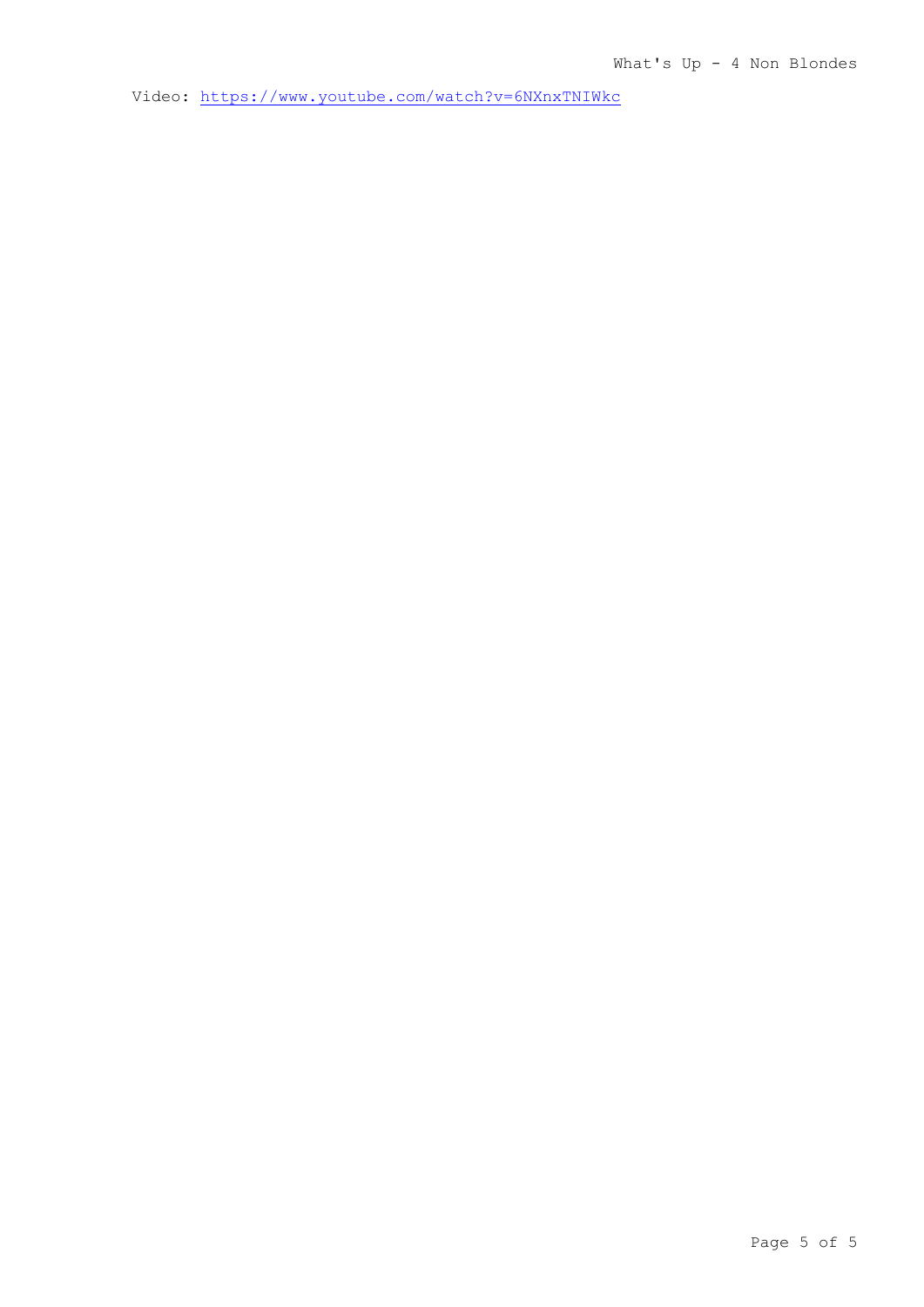Video: https://www.youtube.com/watch?v=6NXnxTNIWkc